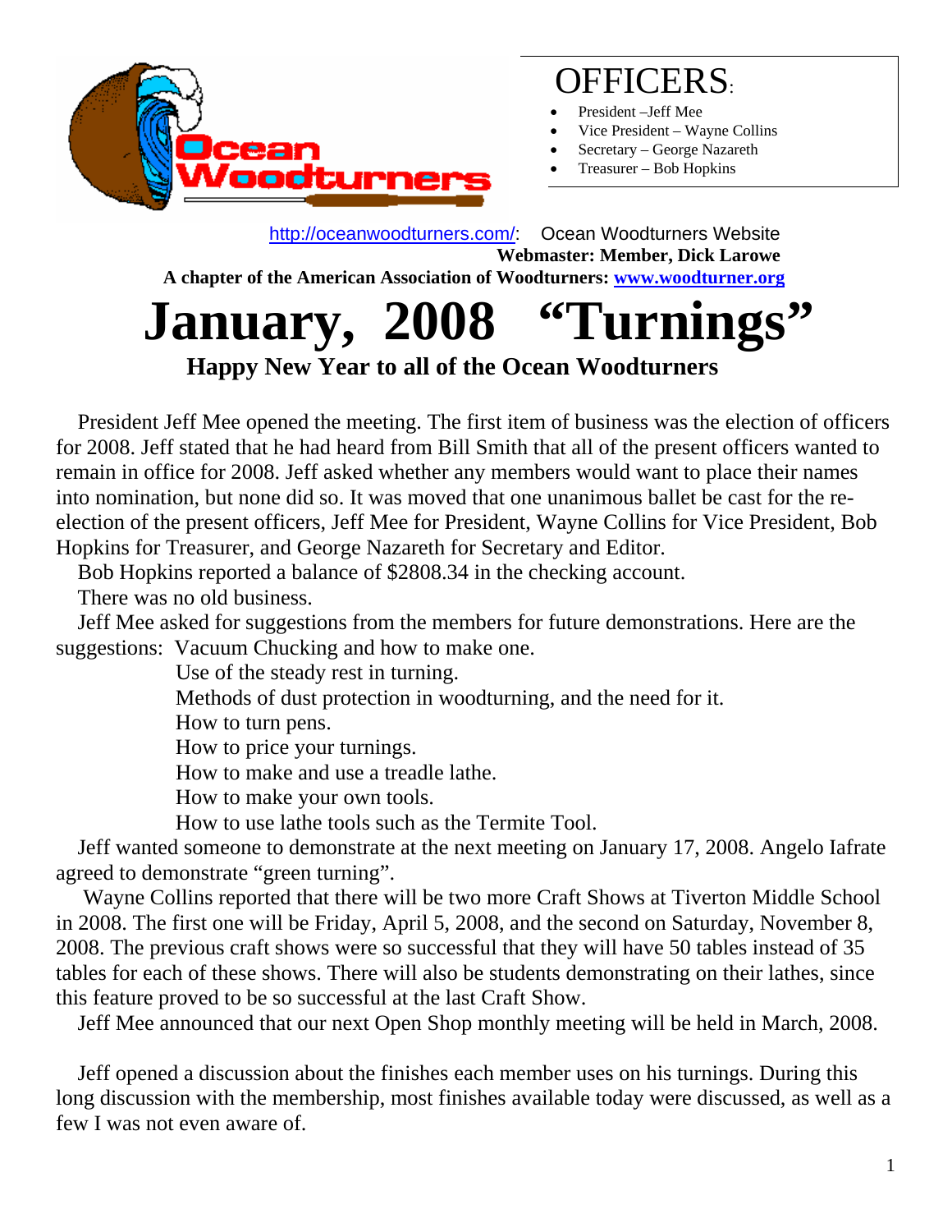Ocean Woodturners

## OFFICERS:

- President –Jeff Mee
- Vice President – Wayne Collins
- Secretary – George Nazareth
- Treasurer – Bob Hopkins

http://oceanwoodturners.com/: Ocean Woodturners Website

**Webmaster: Member, Dick Larowe**

**A chapter of the American Association of Woodturners: www.woodturner.org**

# January, 2008 "Turnings"

### Happy New Year to all of the Ocean Woodturners

President Jeff Mee opened the meeting. The first item of business was the election of officers for 2008. Jeff stated that he had heard from Bill Smith that all of the present officers wanted to remain in office for 2008. Jeff asked whether any members would want to place their names into nomination, but none did so. It was moved that one unanimous ballet be cast for the re-election of the present officers, Jeff Mee for President, Wayne Collins for Vice President, Bob Hopkins for Treasurer, and George Nazareth for Secretary and Editor.

Bob Hopkins reported a balance of $2808.34 in the checking account.

There was no old business.

Jeff Mee asked for suggestions from the members for future demonstrations. Here are the suggestions: Vacuum Chucking and how to make one.

Use of the steady rest in turning.

Methods of dust protection in woodturning, and the need for it.

How to turn pens.

How to price your turnings.

How to make and use a treadle lathe.

How to make your own tools.

How to use lathe tools such as the Termite Tool.

Jeff wanted someone to demonstrate at the next meeting on January 17, 2008. Angelo Iafrate agreed to demonstrate "green turning".

Wayne Collins reported that there will be two more Craft Shows at Tiverton Middle School in 2008. The first one will be Friday, April 5, 2008, and the second on Saturday, November 8, 2008. The previous craft shows were so successful that they will have 50 tables instead of 35 tables for each of these shows. There will also be students demonstrating on their lathes, since this feature proved to be so successful at the last Craft Show.

Jeff Mee announced that our next Open Shop monthly meeting will be held in March, 2008.

Jeff opened a discussion about the finishes each member uses on his turnings. During this long discussion with the membership, most finishes available today were discussed, as well as a few I was not even aware of.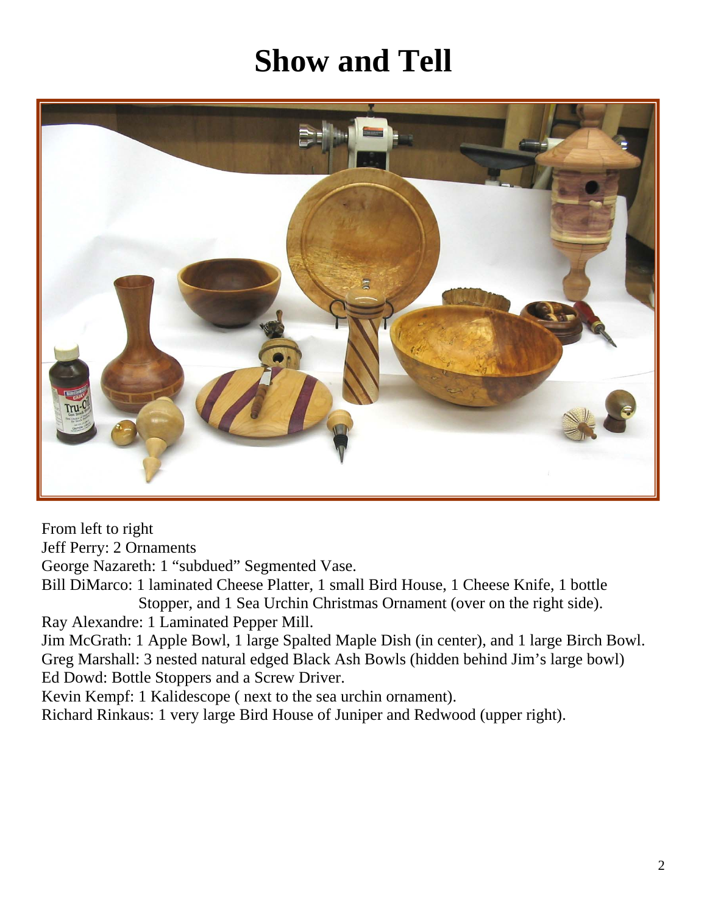# Show and Tell

From left to right

Jeff Perry: 2 Ornaments

George Nazareth: 1 “subdued” Segmented Vase.

Bill DiMarco: 1 laminated Cheese Platter, 1 small Bird House, 1 Cheese Knife, 1 bottle Stopper, and 1 Sea Urchin Christmas Ornament (over on the right side).

Ray Alexandre: 1 Laminated Pepper Mill.

Jim McGrath: 1 Apple Bowl, 1 large Spalted Maple Dish (in center), and 1 large Birch Bowl.

Greg Marshall: 3 nested natural edged Black Ash Bowls (hidden behind Jim’s large bowl)

Ed Dowd: Bottle Stoppers and a Screw Driver.

Kevin Kempf: 1 Kalidescope ( next to the sea urchin ornament).

Richard Rinkaus: 1 very large Bird House of Juniper and Redwood (upper right).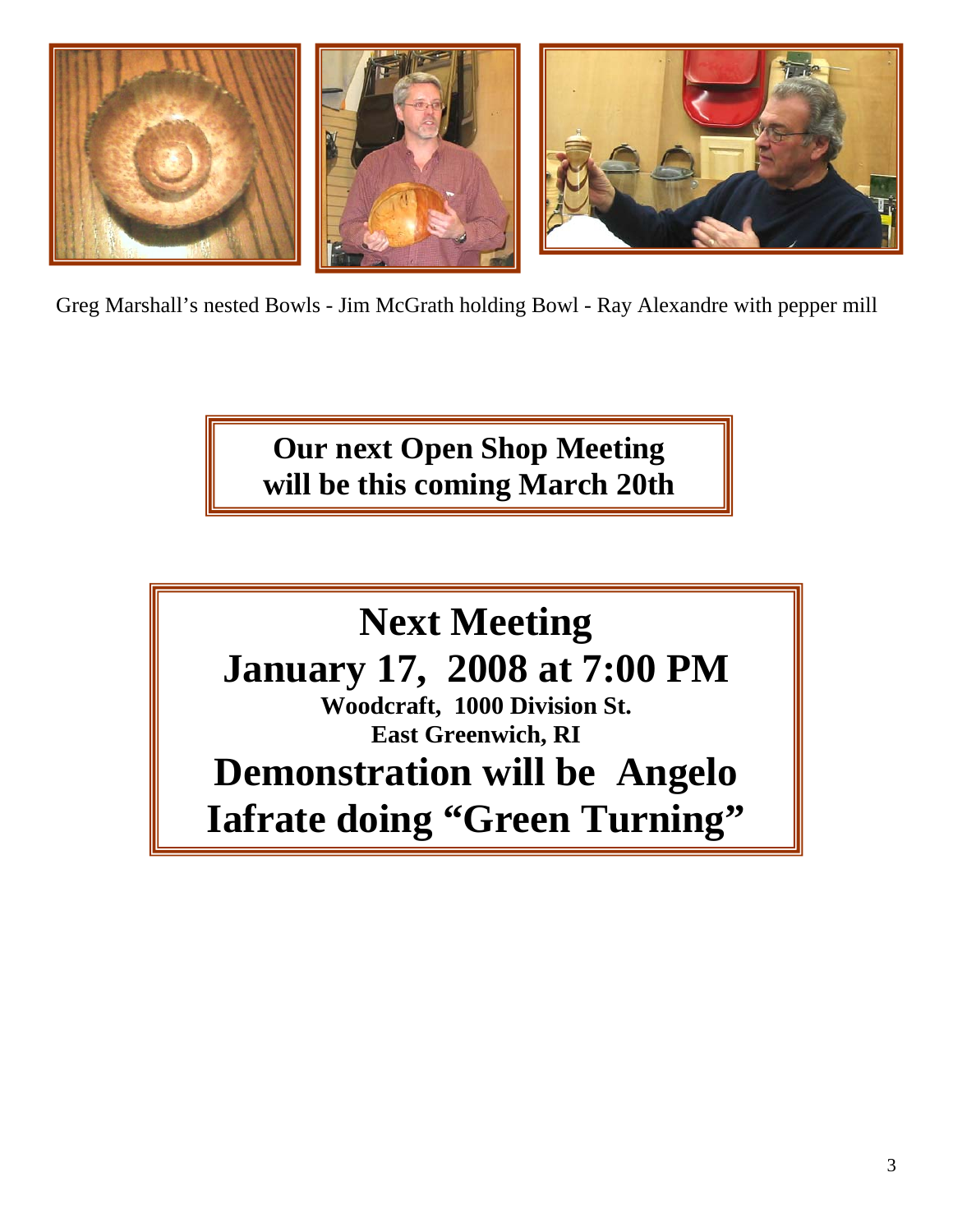Greg Marshall's nested Bowls - Jim McGrath holding Bowl - Ray Alexandre with pepper mill

**Our next Open Shop Meeting will be this coming March 20th**

# Next Meeting

## January 17, 2008 at 7:00 PM

**Woodcraft, 1000 Division St.**
**East Greenwich, RI**

## Demonstration will be Angelo Iafrate doing "Green Turning"